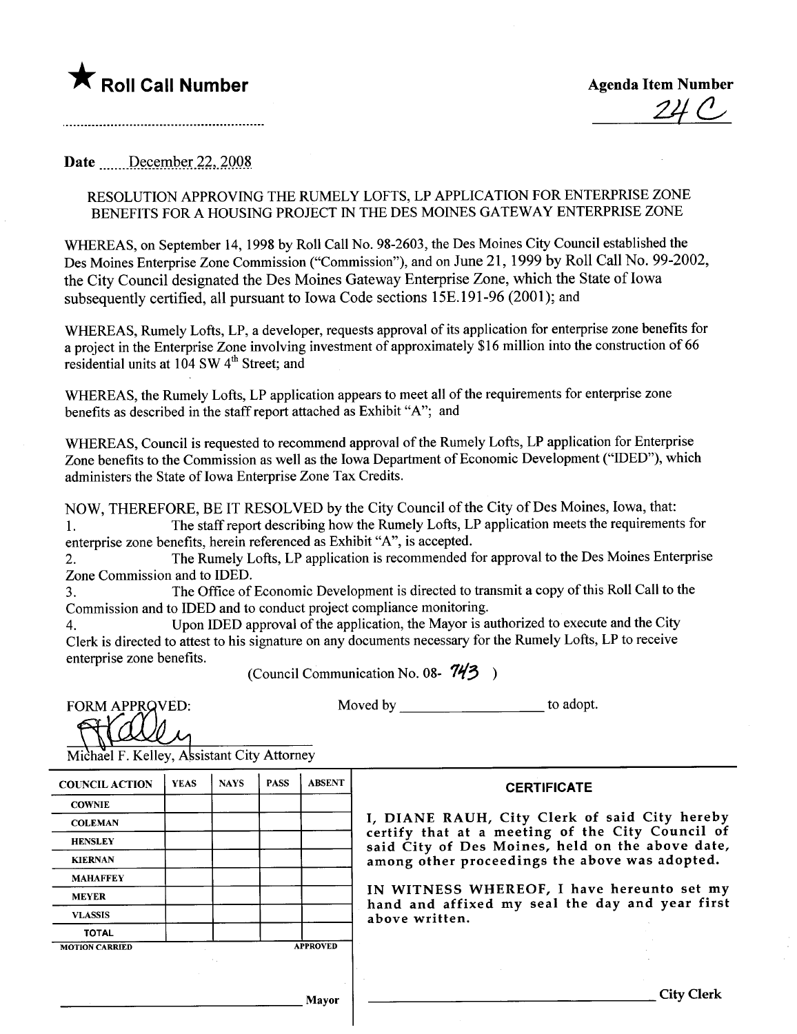★ **Roll Call Number**

**Agenda Item Number**

24 C

Date December 22, 2008

RESOLUTION APPROVING THE RUMELY LOFTS, LP APPLICATION FOR ENTERPRISE ZONE BENEFITS FOR A HOUSING PROJECT IN THE DES MOINES GATEWAY ENTERPRISE ZONE

WHEREAS, on September 14, 1998 by Roll Call No. 98-2603, the Des Moines City Council established the Des Moines Enterprise Zone Commission ("Commission"), and on June 21, 1999 by Roll Call No. 99-2002, the City Council designated the Des Moines Gateway Enterprise Zone, which the State of Iowa subsequently certified, all pursuant to Iowa Code sections 15E.191-96 (2001); and

WHEREAS, Rumely Lofts, LP, a developer, requests approval of its application for enterprise zone benefits for a project in the Enterprise Zone involving investment of approximately $16 million into the construction of 66 residential units at 104 SW 4th Street; and

WHEREAS, the Rumely Lofts, LP application appears to meet all of the requirements for enterprise zone benefits as described in the staff report attached as Exhibit "A"; and

WHEREAS, Council is requested to recommend approval of the Rumely Lofts, LP application for Enterprise Zone benefits to the Commission as well as the Iowa Department of Economic Development ("IDED"), which administers the State of Iowa Enterprise Zone Tax Credits.

NOW, THEREFORE, BE IT RESOLVED by the City Council of the City of Des Moines, Iowa, that:

1. The staff report describing how the Rumely Lofts, LP application meets the requirements for enterprise zone benefits, herein referenced as Exhibit "A", is accepted.
2. The Rumely Lofts, LP application is recommended for approval to the Des Moines Enterprise Zone Commission and to IDED.
3. The Office of Economic Development is directed to transmit a copy of this Roll Call to the Commission and to IDED and to conduct project compliance monitoring.
4. Upon IDED approval of the application, the Mayor is authorized to execute and the City Clerk is directed to attest to his signature on any documents necessary for the Rumely Lofts, LP to receive enterprise zone benefits.

(Council Communication No. 08- 743 )

FORM APPROVED:

Michael F. Kelley, Assistant City Attorney

Moved by ____________________ to adopt.

| COUNCIL ACTION | YEAS | NAYS | PASS | ABSENT |
|---|---|---|---|---|
| COWNIE | | | | |
| COLEMAN | | | | |
| HENSLEY | | | | |
| KIERNAN | | | | |
| MAHAFFEY | | | | |
| MEYER | | | | |
| VLASSIS | | | | |
| TOTAL | | | | |
| MOTION CARRIED | | | | APPROVED |

____________________ Mayor

**CERTIFICATE**

I, DIANE RAUH, City Clerk of said City hereby certify that at a meeting of the City Council of said City of Des Moines, held on the above date, among other proceedings the above was adopted.

IN WITNESS WHEREOF, I have hereunto set my hand and affixed my seal the day and year first above written.

____________________ City Clerk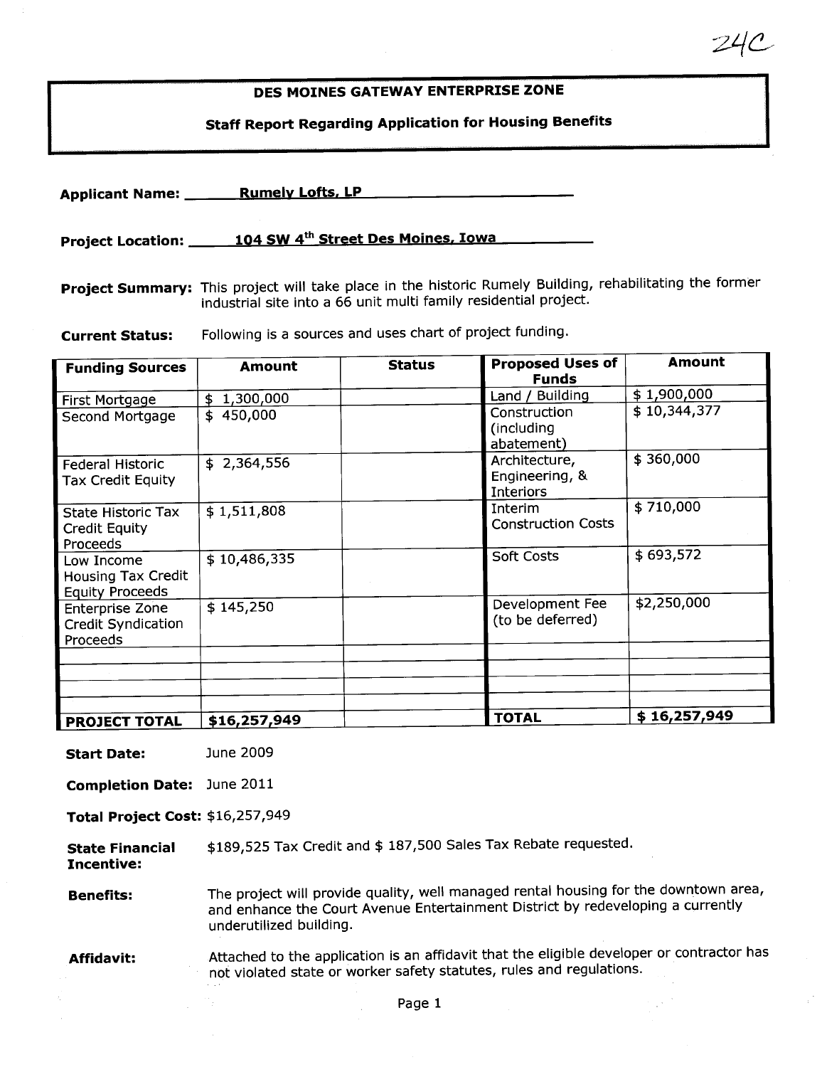24C

**DES MOINES GATEWAY ENTERPRISE ZONE**

**Staff Report Regarding Application for Housing Benefits**

**Applicant Name:** Rumely Lofts, LP

**Project Location:** 104 SW 4th Street Des Moines, Iowa

**Project Summary:** This project will take place in the historic Rumely Building, rehabilitating the former industrial site into a 66 unit multi family residential project.

**Current Status:** Following is a sources and uses chart of project funding.

| Funding Sources | Amount | Status | Proposed Uses of Funds | Amount |
|---|---|---|---|---|
| First Mortgage | $ 1,300,000 | | Land / Building | $ 1,900,000 |
| Second Mortgage | $ 450,000 | | Construction (including abatement) | $ 10,344,377 |
| Federal Historic Tax Credit Equity | $ 2,364,556 | | Architecture, Engineering, & Interiors | $ 360,000 |
| State Historic Tax Credit Equity Proceeds | $ 1,511,808 | | Interim Construction Costs | $ 710,000 |
| Low Income Housing Tax Credit Equity Proceeds | $ 10,486,335 | | Soft Costs | $ 693,572 |
| Enterprise Zone Credit Syndication Proceeds | $ 145,250 | | Development Fee (to be deferred) | $2,250,000 |
| | | | | |
| | | | | |
| | | | | |
| **PROJECT TOTAL** | **$16,257,949** | | **TOTAL** | **$ 16,257,949** |

**Start Date:** June 2009

**Completion Date:** June 2011

**Total Project Cost:** $16,257,949

**State Financial Incentive:** $189,525 Tax Credit and $ 187,500 Sales Tax Rebate requested.

**Benefits:** The project will provide quality, well managed rental housing for the downtown area, and enhance the Court Avenue Entertainment District by redeveloping a currently underutilized building.

**Affidavit:** Attached to the application is an affidavit that the eligible developer or contractor has not violated state or worker safety statutes, rules and regulations.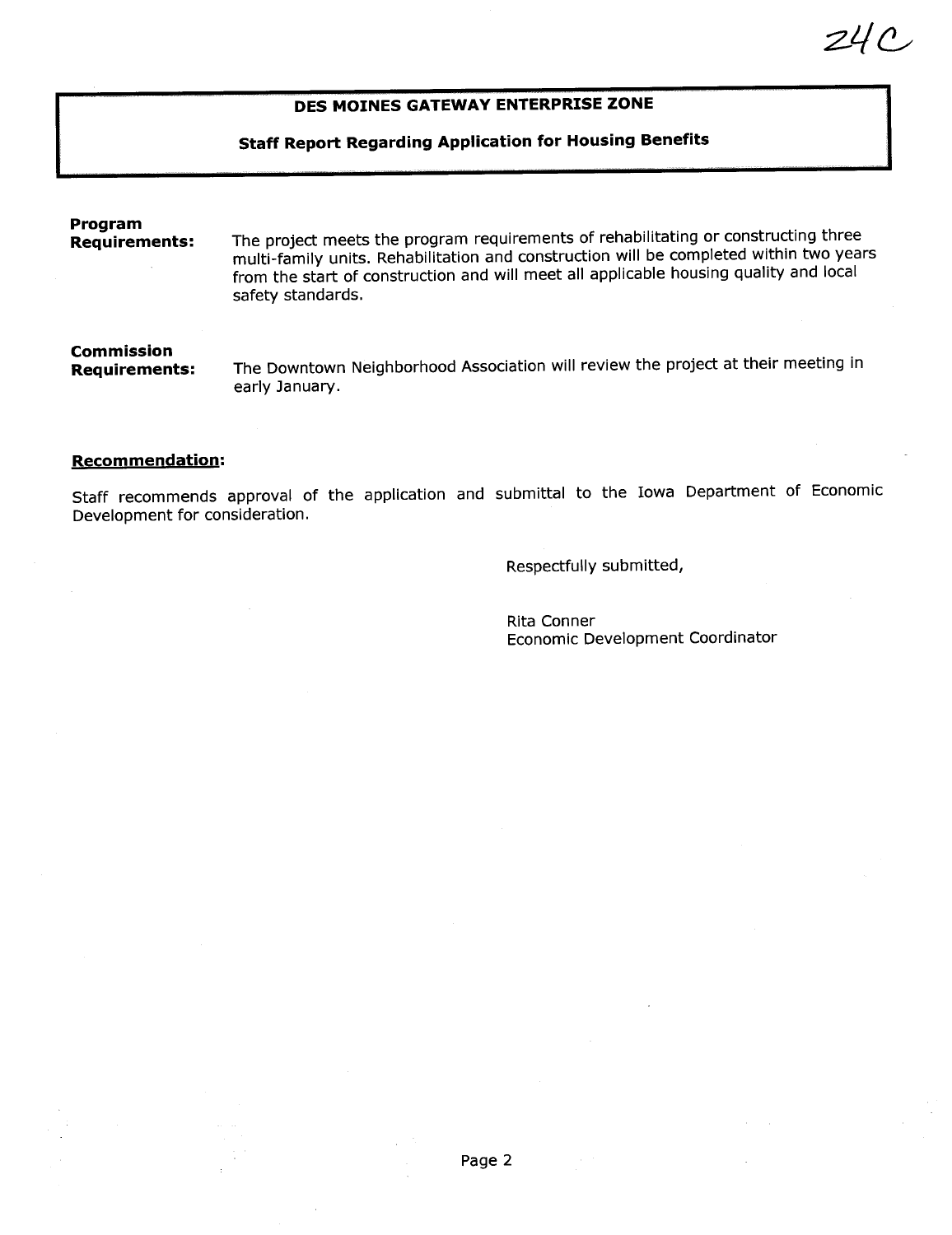24C

## DES MOINES GATEWAY ENTERPRISE ZONE

### Staff Report Regarding Application for Housing Benefits

**Program Requirements:** The project meets the program requirements of rehabilitating or constructing three multi-family units. Rehabilitation and construction will be completed within two years from the start of construction and will meet all applicable housing quality and local safety standards.

**Commission Requirements:** The Downtown Neighborhood Association will review the project at their meeting in early January.

**Recommendation:**

Staff recommends approval of the application and submittal to the Iowa Department of Economic Development for consideration.

Respectfully submitted,

Rita Conner
Economic Development Coordinator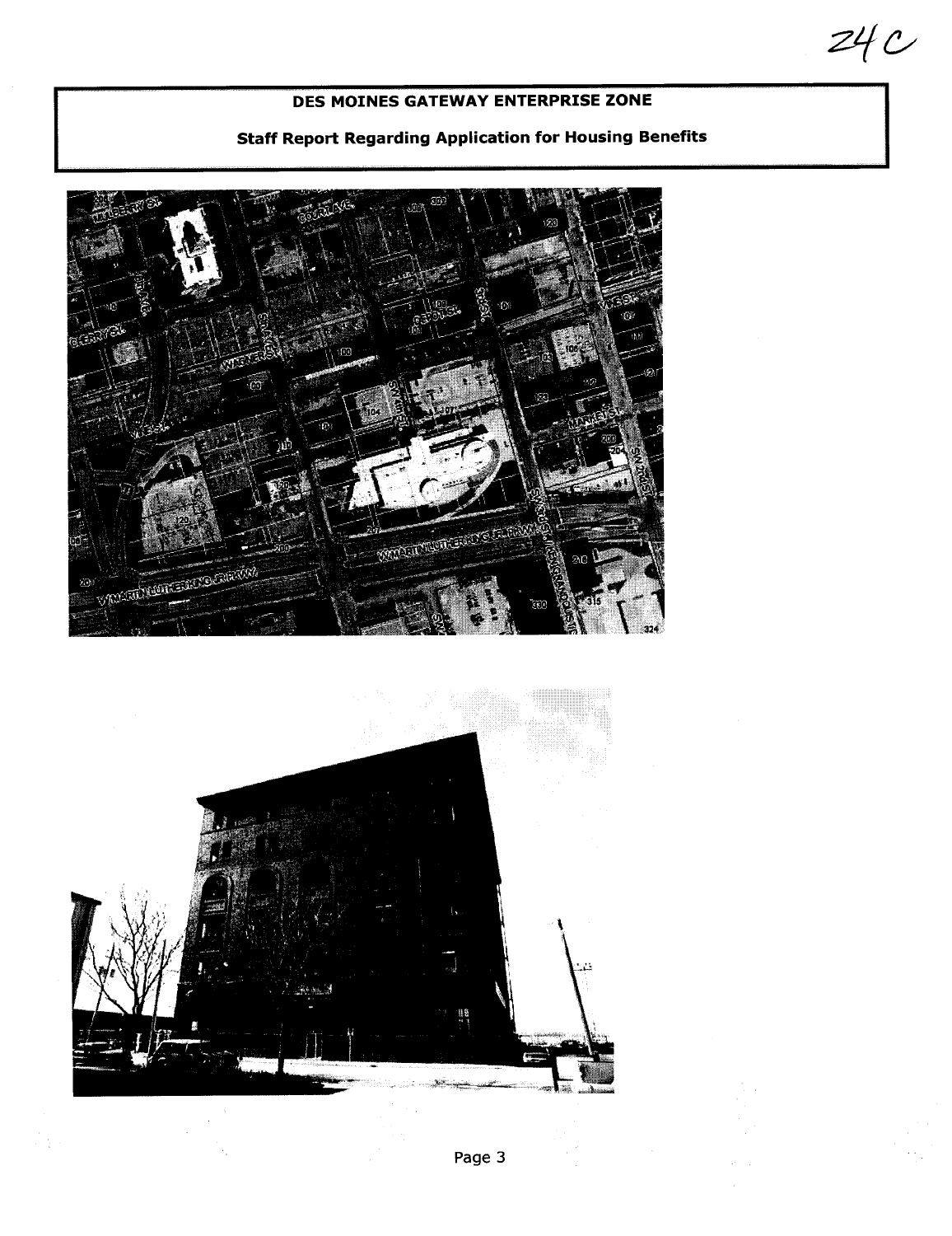24C

# DES MOINES GATEWAY ENTERPRISE ZONE

## Staff Report Regarding Application for Housing Benefits